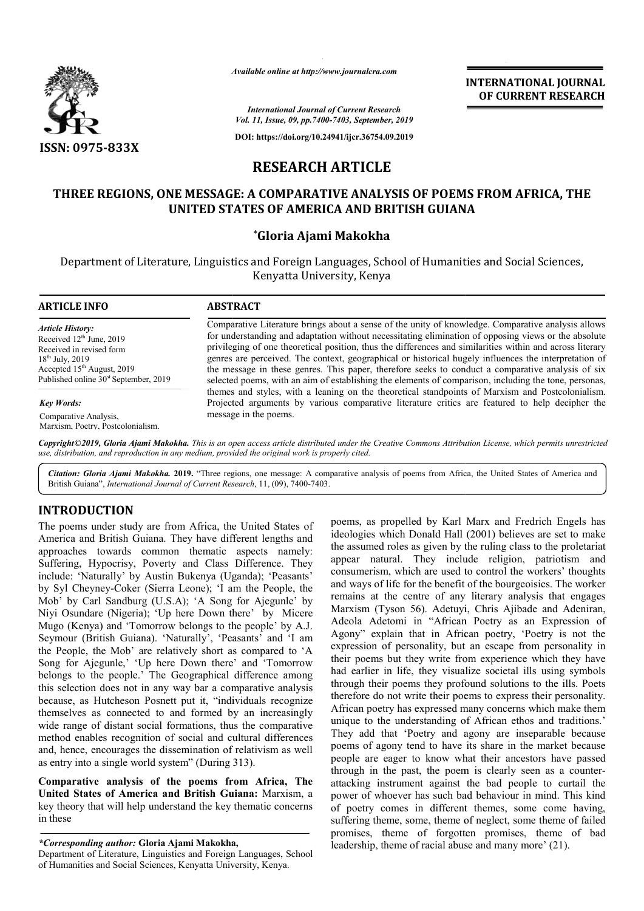# RESEARCH ARTICLE

## THREE REGIONS, ONE MESSAGE: A COMPARATIVE ANALYSIS OF POEMS FROM AFRICA, THE UNITED STATES OF AMERICA AND BRITISH GUIANA

**\*Gloria Ajami Makokha**

Department of Literature, Linguistics and Foreign Languages, School of Humanities and Social Sciences, Kenyatta University, Kenya

**ARTICLE INFO**

*Article History:*
Received 12th June, 2019
Received in revised form 18th July, 2019
Accepted 15th August, 2019
Published online 30st September, 2019

*Key Words:*
Comparative Analysis, Marxism, Poetry, Postcolonialism.

**ABSTRACT**

Comparative Literature brings about a sense of the unity of knowledge. Comparative analysis allows for understanding and adaptation without necessitating elimination of opposing views or the absolute privileging of one theoretical position, thus the differences and similarities within and across literary genres are perceived. The context, geographical or historical hugely influences the interpretation of the message in these genres. This paper, therefore seeks to conduct a comparative analysis of six selected poems, with an aim of establishing the elements of comparison, including the tone, personas, themes and styles, with a leaning on the theoretical standpoints of Marxism and Postcolonialism. Projected arguments by various comparative literature critics are featured to help decipher the message in the poems.

*Copyright©2019, Gloria Ajami Makokha. This is an open access article distributed under the Creative Commons Attribution License, which permits unrestricted use, distribution, and reproduction in any medium, provided the original work is properly cited.*

*Citation: Gloria Ajami Makokha.* **2019.** "Three regions, one message: A comparative analysis of poems from Africa, the United States of America and British Guiana", *International Journal of Current Research*, 11, (09), 7400-7403.

## INTRODUCTION

The poems under study are from Africa, the United States of America and British Guiana. They have different lengths and approaches towards common thematic aspects namely: Suffering, Hypocrisy, Poverty and Class Difference. They include: 'Naturally' by Austin Bukenya (Uganda); 'Peasants' by Syl Cheyney-Coker (Sierra Leone); 'I am the People, the Mob' by Carl Sandburg (U.S.A); 'A Song for Ajegunle' by Niyi Osundare (Nigeria); 'Up here Down there' by Micere Mugo (Kenya) and 'Tomorrow belongs to the people' by A.J. Seymour (British Guiana). 'Naturally', 'Peasants' and 'I am the People, the Mob' are relatively short as compared to 'A Song for Ajegunle,' 'Up here Down there' and 'Tomorrow belongs to the people.' The Geographical difference among this selection does not in any way bar a comparative analysis because, as Hutcheson Posnett put it, "individuals recognize themselves as connected to and formed by an increasingly wide range of distant social formations, thus the comparative method enables recognition of social and cultural differences and, hence, encourages the dissemination of relativism as well as entry into a single world system" (During 313).

**Comparative analysis of the poems from Africa, The United States of America and British Guiana:** Marxism, a key theory that will help understand the key thematic concerns in these poems, as propelled by Karl Marx and Fredrich Engels has ideologies which Donald Hall (2001) believes are set to make the assumed roles as given by the ruling class to the proletariat appear natural. They include religion, patriotism and consumerism, which are used to control the workers' thoughts and ways of life for the benefit of the bourgeoisies. The worker remains at the centre of any literary analysis that engages Marxism (Tyson 56). Adetuyi, Chris Ajibade and Adeniran, Adeola Adetomi in "African Poetry as an Expression of Agony" explain that in African poetry, 'Poetry is not the expression of personality, but an escape from personality in their poems but they write from experience which they have had earlier in life, they visualize societal ills using symbols through their poems they profound solutions to the ills. Poets therefore do not write their poems to express their personality. African poetry has expressed many concerns which make them unique to the understanding of African ethos and traditions.' They add that 'Poetry and agony are inseparable because poems of agony tend to have its share in the market because people are eager to know what their ancestors have passed through in the past, the poem is clearly seen as a counter-attacking instrument against the bad people to curtail the power of whoever has such bad behaviour in mind. This kind of poetry comes in different themes, some come having, suffering theme, some, theme of neglect, some theme of failed promises, theme of forgotten promises, theme of bad leadership, theme of racial abuse and many more' (21).

*\*Corresponding author:* **Gloria Ajami Makokha,**
Department of Literature, Linguistics and Foreign Languages, School of Humanities and Social Sciences, Kenyatta University, Kenya.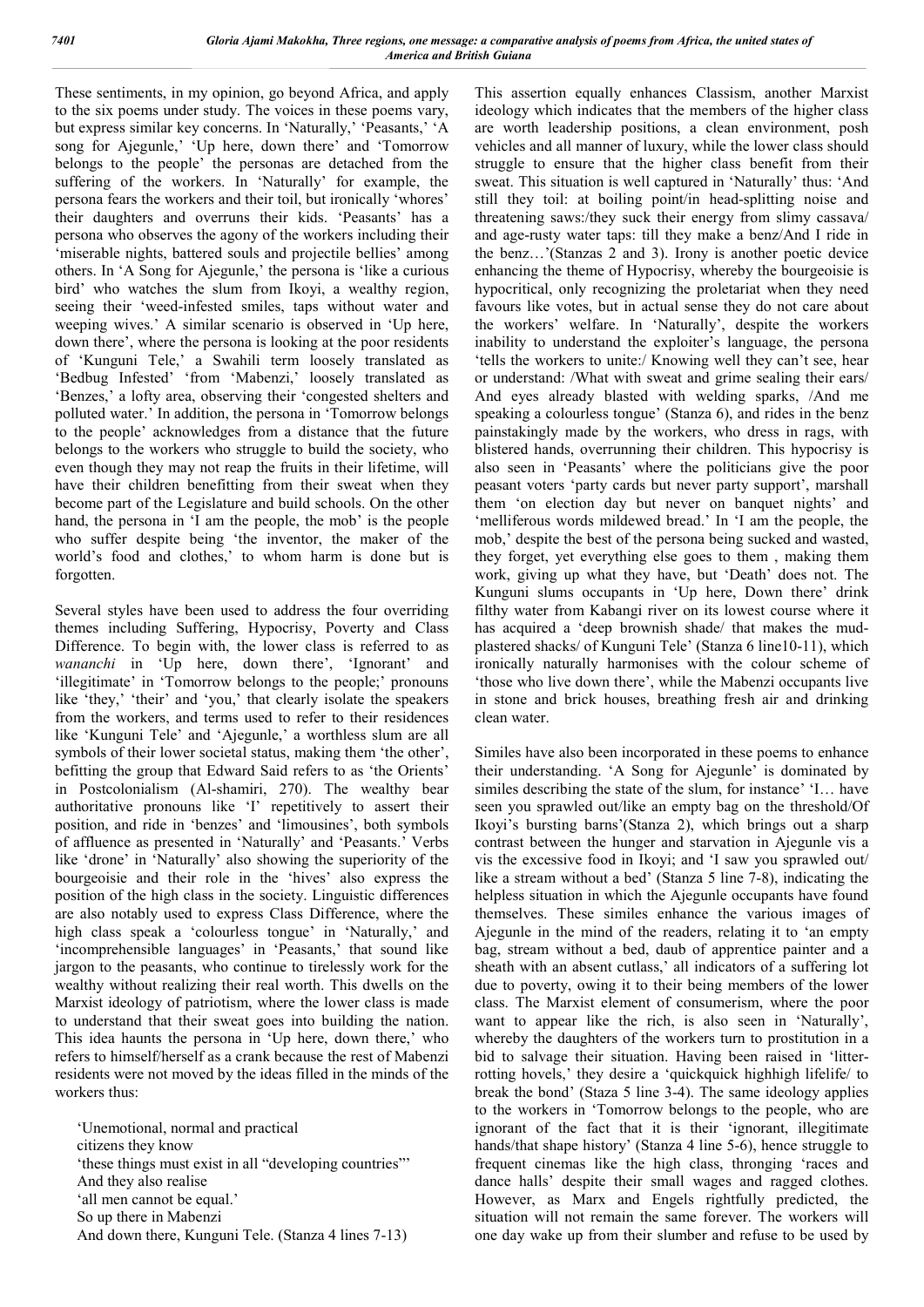These sentiments, in my opinion, go beyond Africa, and apply to the six poems under study. The voices in these poems vary, but express similar key concerns. In 'Naturally,' 'Peasants,' 'A song for Ajegunle,' 'Up here, down there' and 'Tomorrow belongs to the people' the personas are detached from the suffering of the workers. In 'Naturally' for example, the persona fears the workers and their toil, but ironically 'whores' their daughters and overruns their kids. 'Peasants' has a persona who observes the agony of the workers including their 'miserable nights, battered souls and projectile bellies' among others. In 'A Song for Ajegunle,' the persona is 'like a curious bird' who watches the slum from Ikoyi, a wealthy region, seeing their 'weed-infested smiles, taps without water and weeping wives.' A similar scenario is observed in 'Up here, down there', where the persona is looking at the poor residents of 'Kunguni Tele,' a Swahili term loosely translated as 'Bedbug Infested' 'from 'Mabenzi,' loosely translated as 'Benzes,' a lofty area, observing their 'congested shelters and polluted water.' In addition, the persona in 'Tomorrow belongs to the people' acknowledges from a distance that the future belongs to the workers who struggle to build the society, who even though they may not reap the fruits in their lifetime, will have their children benefitting from their sweat when they become part of the Legislature and build schools. On the other hand, the persona in 'I am the people, the mob' is the people who suffer despite being 'the inventor, the maker of the world's food and clothes,' to whom harm is done but is forgotten.

Several styles have been used to address the four overriding themes including Suffering, Hypocrisy, Poverty and Class Difference. To begin with, the lower class is referred to as *wananchi* in 'Up here, down there', 'Ignorant' and 'illegitimate' in 'Tomorrow belongs to the people;' pronouns like 'they,' 'their' and 'you,' that clearly isolate the speakers from the workers, and terms used to refer to their residences like 'Kunguni Tele' and 'Ajegunle,' a worthless slum are all symbols of their lower societal status, making them 'the other', befitting the group that Edward Said refers to as 'the Orients' in Postcolonialism (Al-shamiri, 270). The wealthy bear authoritative pronouns like 'I' repetitively to assert their position, and ride in 'benzes' and 'limousines', both symbols of affluence as presented in 'Naturally' and 'Peasants.' Verbs like 'drone' in 'Naturally' also showing the superiority of the bourgeoisie and their role in the 'hives' also express the position of the high class in the society. Linguistic differences are also notably used to express Class Difference, where the high class speak a 'colourless tongue' in 'Naturally,' and 'incomprehensible languages' in 'Peasants,' that sound like jargon to the peasants, who continue to tirelessly work for the wealthy without realizing their real worth. This dwells on the Marxist ideology of patriotism, where the lower class is made to understand that their sweat goes into building the nation. This idea haunts the persona in 'Up here, down there,' who refers to himself/herself as a crank because the rest of Mabenzi residents were not moved by the ideas filled in the minds of the workers thus:

> 'Unemotional, normal and practical
> citizens they know
> 'these things must exist in all "developing countries"'
> And they also realise
> 'all men cannot be equal.'
> So up there in Mabenzi
> And down there, Kunguni Tele. (Stanza 4 lines 7-13)

This assertion equally enhances Classism, another Marxist ideology which indicates that the members of the higher class are worth leadership positions, a clean environment, posh vehicles and all manner of luxury, while the lower class should struggle to ensure that the higher class benefit from their sweat. This situation is well captured in 'Naturally' thus: 'And still they toil: at boiling point/in head-splitting noise and threatening saws:/they suck their energy from slimy cassava/ and age-rusty water taps: till they make a benz/And I ride in the benz…'(Stanzas 2 and 3). Irony is another poetic device enhancing the theme of Hypocrisy, whereby the bourgeoisie is hypocritical, only recognizing the proletariat when they need favours like votes, but in actual sense they do not care about the workers' welfare. In 'Naturally', despite the workers inability to understand the exploiter's language, the persona 'tells the workers to unite:/ Knowing well they can't see, hear or understand: /What with sweat and grime sealing their ears/ And eyes already blasted with welding sparks, /And me speaking a colourless tongue' (Stanza 6), and rides in the benz painstakingly made by the workers, who dress in rags, with blistered hands, overrunning their children. This hypocrisy is also seen in 'Peasants' where the politicians give the poor peasant voters 'party cards but never party support', marshall them 'on election day but never on banquet nights' and 'melliferous words mildewed bread.' In 'I am the people, the mob,' despite the best of the persona being sucked and wasted, they forget, yet everything else goes to them , making them work, giving up what they have, but 'Death' does not. The Kunguni slums occupants in 'Up here, Down there' drink filthy water from Kabangi river on its lowest course where it has acquired a 'deep brownish shade/ that makes the mud-plastered shacks/ of Kunguni Tele' (Stanza 6 line10-11), which ironically naturally harmonises with the colour scheme of 'those who live down there', while the Mabenzi occupants live in stone and brick houses, breathing fresh air and drinking clean water.

Similes have also been incorporated in these poems to enhance their understanding. 'A Song for Ajegunle' is dominated by similes describing the state of the slum, for instance' 'I… have seen you sprawled out/like an empty bag on the threshold/Of Ikoyi's bursting barns'(Stanza 2), which brings out a sharp contrast between the hunger and starvation in Ajegunle vis a vis the excessive food in Ikoyi; and 'I saw you sprawled out/ like a stream without a bed' (Stanza 5 line 7-8), indicating the helpless situation in which the Ajegunle occupants have found themselves. These similes enhance the various images of Ajegunle in the mind of the readers, relating it to 'an empty bag, stream without a bed, daub of apprentice painter and a sheath with an absent cutlass,' all indicators of a suffering lot due to poverty, owing it to their being members of the lower class. The Marxist element of consumerism, where the poor want to appear like the rich, is also seen in 'Naturally', whereby the daughters of the workers turn to prostitution in a bid to salvage their situation. Having been raised in 'litter-rotting hovels,' they desire a 'quickquick highhigh lifelife/ to break the bond' (Staza 5 line 3-4). The same ideology applies to the workers in 'Tomorrow belongs to the people, who are ignorant of the fact that it is their 'ignorant, illegitimate hands/that shape history' (Stanza 4 line 5-6), hence struggle to frequent cinemas like the high class, thronging 'races and dance halls' despite their small wages and ragged clothes. However, as Marx and Engels rightfully predicted, the situation will not remain the same forever. The workers will one day wake up from their slumber and refuse to be used by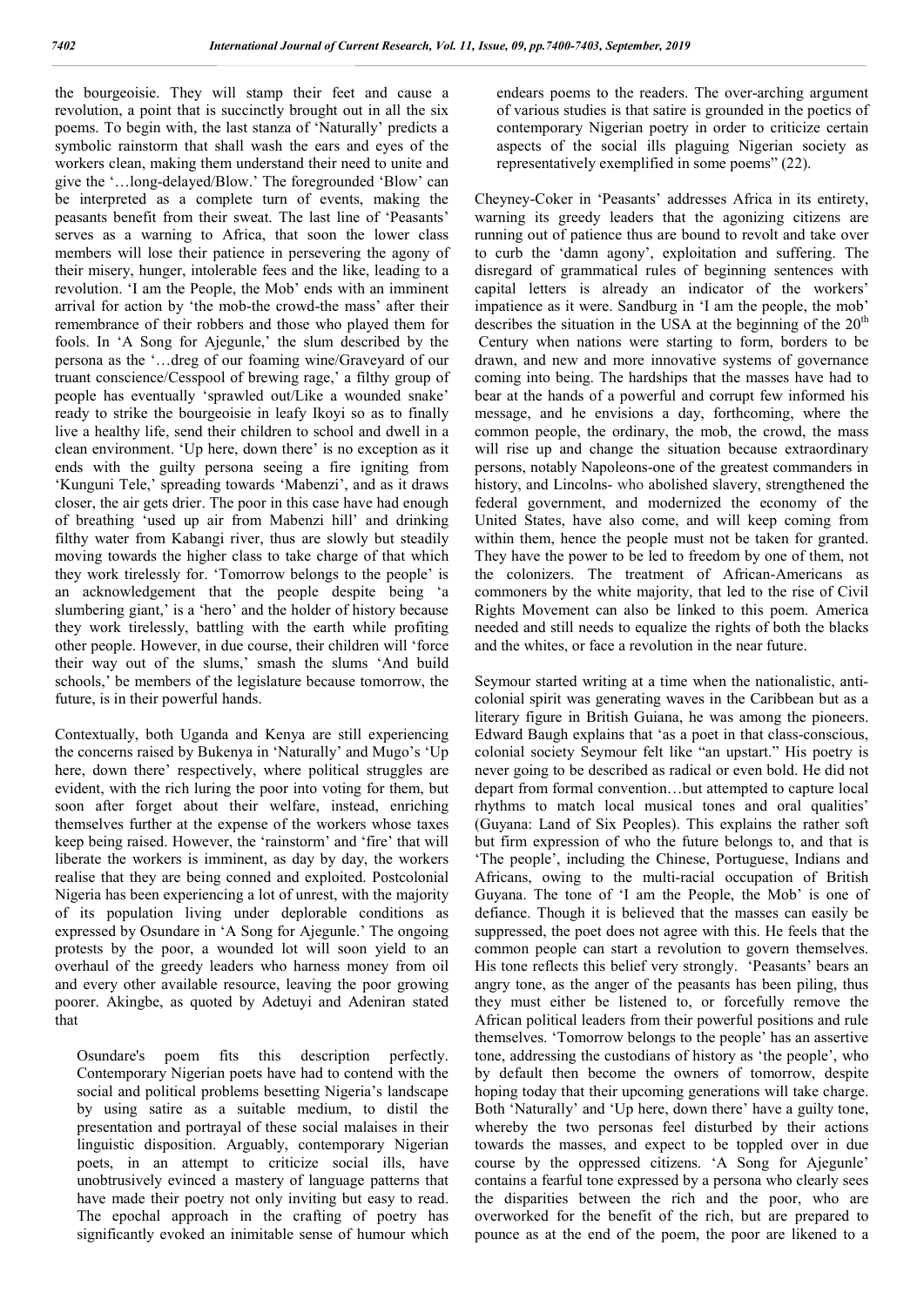the bourgeoisie. They will stamp their feet and cause a revolution, a point that is succinctly brought out in all the six poems. To begin with, the last stanza of 'Naturally' predicts a symbolic rainstorm that shall wash the ears and eyes of the workers clean, making them understand their need to unite and give the '…long-delayed/Blow.' The foregrounded 'Blow' can be interpreted as a complete turn of events, making the peasants benefit from their sweat. The last line of 'Peasants' serves as a warning to Africa, that soon the lower class members will lose their patience in persevering the agony of their misery, hunger, intolerable fees and the like, leading to a revolution. 'I am the People, the Mob' ends with an imminent arrival for action by 'the mob-the crowd-the mass' after their remembrance of their robbers and those who played them for fools. In 'A Song for Ajegunle,' the slum described by the persona as the '…dreg of our foaming wine/Graveyard of our truant conscience/Cesspool of brewing rage,' a filthy group of people has eventually 'sprawled out/Like a wounded snake' ready to strike the bourgeoisie in leafy Ikoyi so as to finally live a healthy life, send their children to school and dwell in a clean environment. 'Up here, down there' is no exception as it ends with the guilty persona seeing a fire igniting from 'Kunguni Tele,' spreading towards 'Mabenzi', and as it draws closer, the air gets drier. The poor in this case have had enough of breathing 'used up air from Mabenzi hill' and drinking filthy water from Kabangi river, thus are slowly but steadily moving towards the higher class to take charge of that which they work tirelessly for. 'Tomorrow belongs to the people' is an acknowledgement that the people despite being 'a slumbering giant,' is a 'hero' and the holder of history because they work tirelessly, battling with the earth while profiting other people. However, in due course, their children will 'force their way out of the slums,' smash the slums 'And build schools,' be members of the legislature because tomorrow, the future, is in their powerful hands.

Contextually, both Uganda and Kenya are still experiencing the concerns raised by Bukenya in 'Naturally' and Mugo's 'Up here, down there' respectively, where political struggles are evident, with the rich luring the poor into voting for them, but soon after forget about their welfare, instead, enriching themselves further at the expense of the workers whose taxes keep being raised. However, the 'rainstorm' and 'fire' that will liberate the workers is imminent, as day by day, the workers realise that they are being conned and exploited. Postcolonial Nigeria has been experiencing a lot of unrest, with the majority of its population living under deplorable conditions as expressed by Osundare in 'A Song for Ajegunle.' The ongoing protests by the poor, a wounded lot will soon yield to an overhaul of the greedy leaders who harness money from oil and every other available resource, leaving the poor growing poorer. Akingbe, as quoted by Adetuyi and Adeniran stated that

> Osundare's poem fits this description perfectly. Contemporary Nigerian poets have had to contend with the social and political problems besetting Nigeria's landscape by using satire as a suitable medium, to distil the presentation and portrayal of these social malaises in their linguistic disposition. Arguably, contemporary Nigerian poets, in an attempt to criticize social ills, have unobtrusively evinced a mastery of language patterns that have made their poetry not only inviting but easy to read. The epochal approach in the crafting of poetry has significantly evoked an inimitable sense of humour which endears poems to the readers. The over-arching argument of various studies is that satire is grounded in the poetics of contemporary Nigerian poetry in order to criticize certain aspects of the social ills plaguing Nigerian society as representatively exemplified in some poems" (22).

Cheyney-Coker in 'Peasants' addresses Africa in its entirety, warning its greedy leaders that the agonizing citizens are running out of patience thus are bound to revolt and take over to curb the 'damn agony', exploitation and suffering. The disregard of grammatical rules of beginning sentences with capital letters is already an indicator of the workers' impatience as it were. Sandburg in 'I am the people, the mob' describes the situation in the USA at the beginning of the $20^{th}$ Century when nations were starting to form, borders to be drawn, and new and more innovative systems of governance coming into being. The hardships that the masses have had to bear at the hands of a powerful and corrupt few informed his message, and he envisions a day, forthcoming, where the common people, the ordinary, the mob, the crowd, the mass will rise up and change the situation because extraordinary persons, notably Napoleons-one of the greatest commanders in history, and Lincolns- who abolished slavery, strengthened the federal government, and modernized the economy of the United States, have also come, and will keep coming from within them, hence the people must not be taken for granted. They have the power to be led to freedom by one of them, not the colonizers. The treatment of African-Americans as commoners by the white majority, that led to the rise of Civil Rights Movement can also be linked to this poem. America needed and still needs to equalize the rights of both the blacks and the whites, or face a revolution in the near future.

Seymour started writing at a time when the nationalistic, anti-colonial spirit was generating waves in the Caribbean but as a literary figure in British Guiana, he was among the pioneers. Edward Baugh explains that 'as a poet in that class-conscious, colonial society Seymour felt like "an upstart." His poetry is never going to be described as radical or even bold. He did not depart from formal convention…but attempted to capture local rhythms to match local musical tones and oral qualities' (Guyana: Land of Six Peoples). This explains the rather soft but firm expression of who the future belongs to, and that is 'The people', including the Chinese, Portuguese, Indians and Africans, owing to the multi-racial occupation of British Guyana. The tone of 'I am the People, the Mob' is one of defiance. Though it is believed that the masses can easily be suppressed, the poet does not agree with this. He feels that the common people can start a revolution to govern themselves. His tone reflects this belief very strongly. 'Peasants' bears an angry tone, as the anger of the peasants has been piling, thus they must either be listened to, or forcefully remove the African political leaders from their powerful positions and rule themselves. 'Tomorrow belongs to the people' has an assertive tone, addressing the custodians of history as 'the people', who by default then become the owners of tomorrow, despite hoping today that their upcoming generations will take charge. Both 'Naturally' and 'Up here, down there' have a guilty tone, whereby the two personas feel disturbed by their actions towards the masses, and expect to be toppled over in due course by the oppressed citizens. 'A Song for Ajegunle' contains a fearful tone expressed by a persona who clearly sees the disparities between the rich and the poor, who are overworked for the benefit of the rich, but are prepared to pounce as at the end of the poem, the poor are likened to a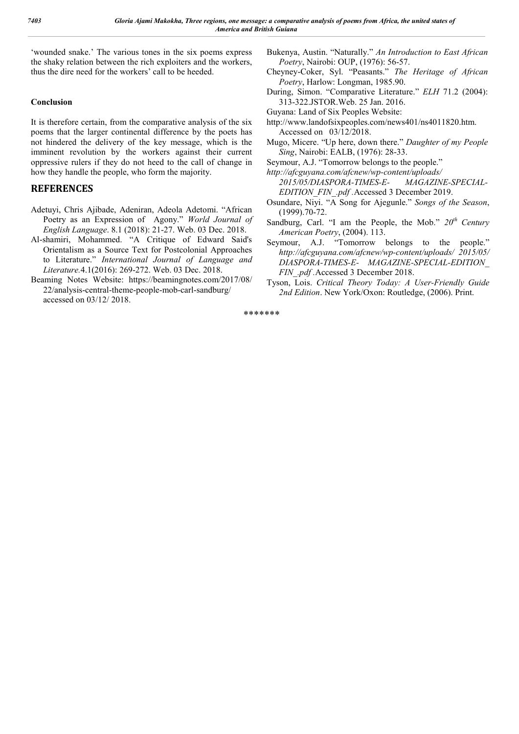'wounded snake.' The various tones in the six poems express the shaky relation between the rich exploiters and the workers, thus the dire need for the workers' call to be heeded.

## Conclusion

It is therefore certain, from the comparative analysis of the six poems that the larger continental difference by the poets has not hindered the delivery of the key message, which is the imminent revolution by the workers against their current oppressive rulers if they do not heed to the call of change in how they handle the people, who form the majority.

## REFERENCES

Adetuyi, Chris Ajibade, Adeniran, Adeola Adetomi. "African Poetry as an Expression of Agony." *World Journal of English Language*. 8.1 (2018): 21-27. Web. 03 Dec. 2018.

Al-shamiri, Mohammed. "A Critique of Edward Said's Orientalism as a Source Text for Postcolonial Approaches to Literature." *International Journal of Language and Literature.*4.1(2016): 269-272. Web. 03 Dec. 2018.

Beaming Notes Website: https://beamingnotes.com/2017/08/22/analysis-central-theme-people-mob-carl-sandburg/ accessed on 03/12/ 2018.

Bukenya, Austin. "Naturally." *An Introduction to East African Poetry*, Nairobi: OUP, (1976): 56-57.

Cheyney-Coker, Syl. "Peasants." *The Heritage of African Poetry*, Harlow: Longman, 1985.90.

During, Simon. "Comparative Literature." *ELH* 71.2 (2004): 313-322.JSTOR.Web. 25 Jan. 2016.

Guyana: Land of Six Peoples Website:

http://www.landofsixpeoples.com/news401/ns4011820.htm. Accessed on 03/12/2018.

Mugo, Micere. "Up here, down there." *Daughter of my People Sing*, Nairobi: EALB, (1976): 28-33.

Seymour, A.J. "Tomorrow belongs to the people."

*http://afcguyana.com/afcnew/wp-content/uploads/2015/05/DIASPORA-TIMES-E- MAGAZINE-SPECIAL-EDITION_FIN_.pdf* .Accessed 3 December 2019.

Osundare, Niyi. "A Song for Ajegunle." *Songs of the Season*, (1999).70-72.

Sandburg, Carl. "I am the People, the Mob." *20th Century American Poetry*, (2004). 113.

Seymour, A.J. "Tomorrow belongs to the people." *http://afcguyana.com/afcnew/wp-content/uploads/ 2015/05/ DIASPORA-TIMES-E- MAGAZINE-SPECIAL-EDITION_ FIN_.pdf* .Accessed 3 December 2018.

Tyson, Lois. *Critical Theory Today: A User-Friendly Guide 2nd Edition*. New York/Oxon: Routledge, (2006). Print.

*******